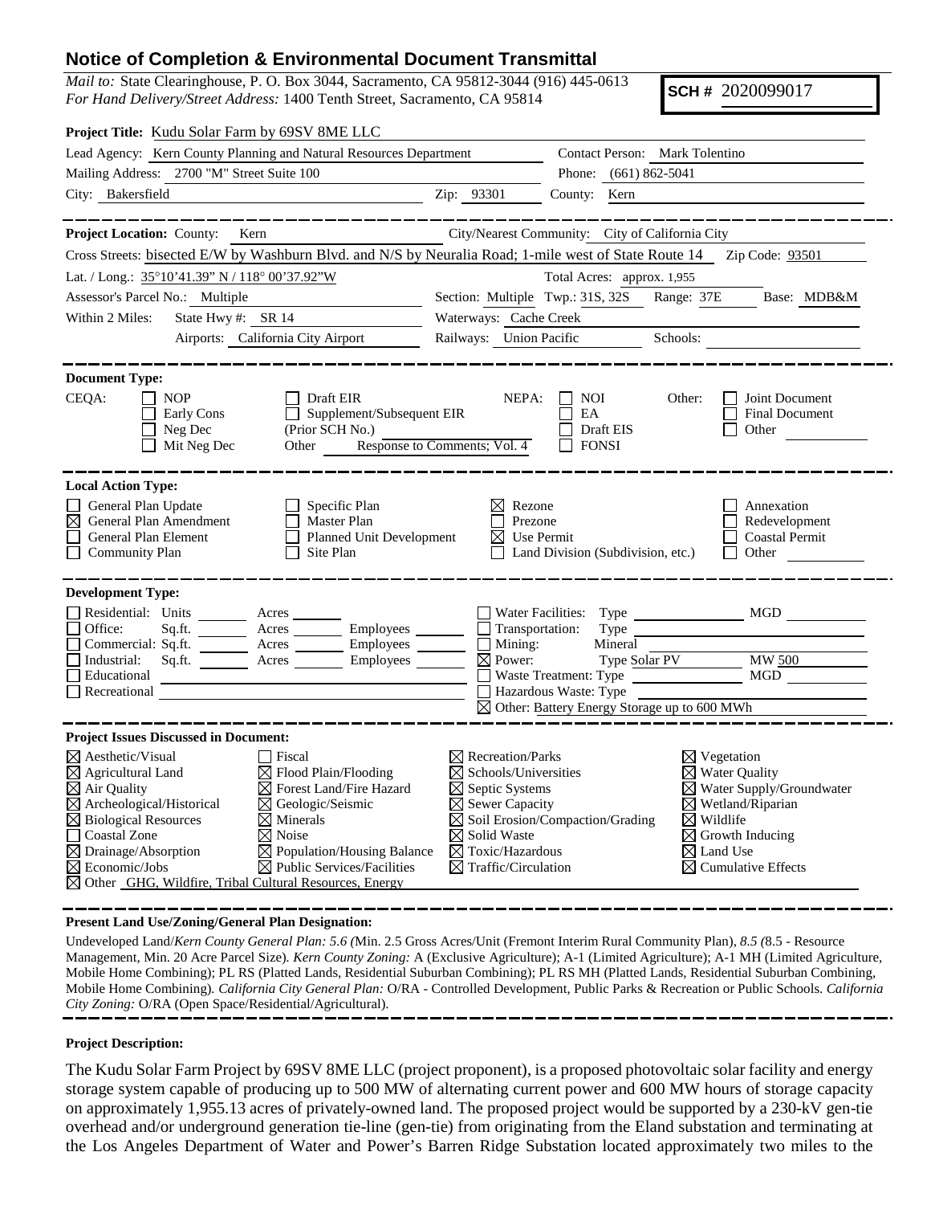# Notice of Completion & Environmental Document Transmittal

*Mail to:* State Clearinghouse, P. O. Box 3044, Sacramento, CA 95812-3044 (916) 445-0613
*For Hand Delivery/Street Address:* 1400 Tenth Street, Sacramento, CA 95814

**SCH #** 2020099017

**Project Title:** Kudu Solar Farm by 69SV 8ME LLC

Lead Agency: Kern County Planning and Natural Resources Department — Contact Person: Mark Tolentino

Mailing Address: 2700 "M" Street Suite 100 — Phone: (661) 862-5041

City: Bakersfield — Zip: 93301 — County: Kern

---

**Project Location:** County: Kern — City/Nearest Community: City of California City

Cross Streets: bisected E/W by Washburn Blvd. and N/S by Neuralia Road; 1-mile west of State Route 14 — Zip Code: 93501

Lat. / Long.: 35°10'41.39" N / 118° 00'37.92"W — Total Acres: approx. 1,955

Assessor's Parcel No.: Multiple — Section: Multiple — Twp.: 31S, 32S — Range: 37E — Base: MDB&M

Within 2 Miles: State Hwy #: SR 14 — Waterways: Cache Creek

Airports: California City Airport — Railways: Union Pacific — Schools:

---

**Document Type:**

CEQA: ☐ NOP ☐ Early Cons ☐ Neg Dec ☐ Mit Neg Dec ☐ Draft EIR ☐ Supplement/Subsequent EIR (Prior SCH No.) Other: Response to Comments; Vol. 4

NEPA: ☐ NOI ☐ EA ☐ Draft EIS ☐ FONSI

Other: ☐ Joint Document ☐ Final Document ☐ Other

---

**Local Action Type:**

☐ General Plan Update
☒ General Plan Amendment
☐ General Plan Element
☐ Community Plan
☐ Specific Plan
☐ Master Plan
☐ Planned Unit Development
☐ Site Plan
☒ Rezone
☐ Prezone
☒ Use Permit
☐ Land Division (Subdivision, etc.)
☐ Annexation
☐ Redevelopment
☐ Coastal Permit
☐ Other

---

**Development Type:**

☐ Residential: Units ___ Acres ___
☐ Office: Sq.ft. ___ Acres ___ Employees ___
☐ Commercial: Sq.ft. ___ Acres ___ Employees ___
☐ Industrial: Sq.ft. ___ Acres ___ Employees ___
☐ Educational
☐ Recreational
☐ Water Facilities: Type ___ MGD ___
☐ Transportation: Type ___
☐ Mining: Mineral ___
☒ Power: Type Solar PV MW 500
☐ Waste Treatment: Type ___ MGD ___
☐ Hazardous Waste: Type ___
☒ Other: Battery Energy Storage up to 600 MWh

---

**Project Issues Discussed in Document:**

☒ Aesthetic/Visual
☒ Agricultural Land
☒ Air Quality
☒ Archeological/Historical
☒ Biological Resources
☐ Coastal Zone
☒ Drainage/Absorption
☒ Economic/Jobs
☐ Fiscal
☒ Flood Plain/Flooding
☒ Forest Land/Fire Hazard
☒ Geologic/Seismic
☒ Minerals
☒ Noise
☒ Population/Housing Balance
☒ Public Services/Facilities
☒ Recreation/Parks
☒ Schools/Universities
☒ Septic Systems
☒ Sewer Capacity
☒ Soil Erosion/Compaction/Grading
☒ Solid Waste
☒ Toxic/Hazardous
☒ Traffic/Circulation
☒ Vegetation
☒ Water Quality
☒ Water Supply/Groundwater
☒ Wetland/Riparian
☒ Wildlife
☒ Growth Inducing
☒ Land Use
☒ Cumulative Effects
☒ Other GHG, Wildfire, Tribal Cultural Resources, Energy

---

**Present Land Use/Zoning/General Plan Designation:**

Undeveloped Land/*Kern County General Plan: 5.6 (*Min. 2.5 Gross Acres/Unit (Fremont Interim Rural Community Plan), *8.5 (*8.5 - Resource Management, Min. 20 Acre Parcel Size). *Kern County Zoning:* A (Exclusive Agriculture); A-1 (Limited Agriculture); A-1 MH (Limited Agriculture, Mobile Home Combining); PL RS (Platted Lands, Residential Suburban Combining); PL RS MH (Platted Lands, Residential Suburban Combining, Mobile Home Combining). *California City General Plan:* O/RA - Controlled Development, Public Parks & Recreation or Public Schools. *California City Zoning:* O/RA (Open Space/Residential/Agricultural).

---

**Project Description:**

The Kudu Solar Farm Project by 69SV 8ME LLC (project proponent), is a proposed photovoltaic solar facility and energy storage system capable of producing up to 500 MW of alternating current power and 600 MW hours of storage capacity on approximately 1,955.13 acres of privately-owned land. The proposed project would be supported by a 230-kV gen-tie overhead and/or underground generation tie-line (gen-tie) from originating from the Eland substation and terminating at the Los Angeles Department of Water and Power's Barren Ridge Substation located approximately two miles to the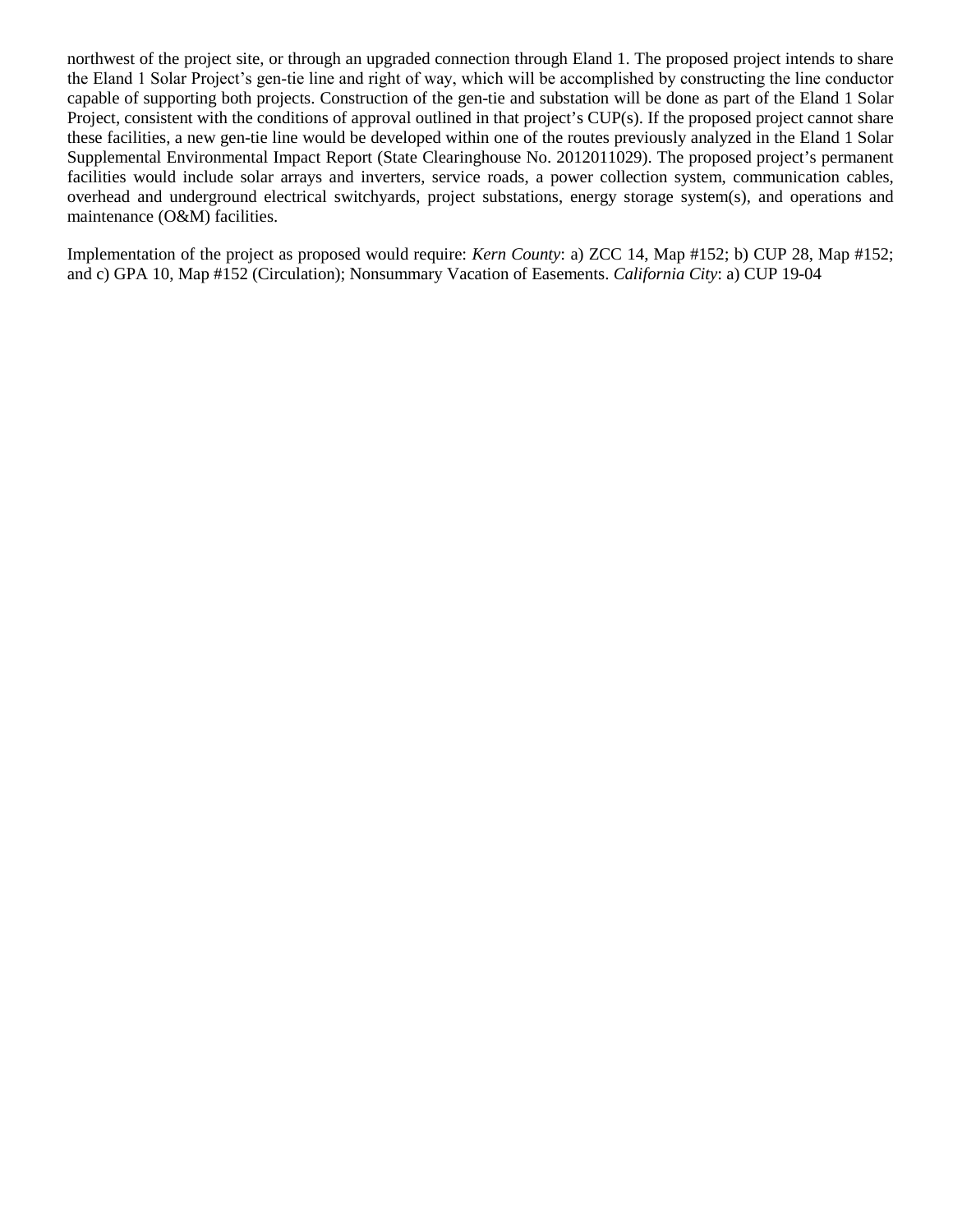northwest of the project site, or through an upgraded connection through Eland 1. The proposed project intends to share the Eland 1 Solar Project's gen-tie line and right of way, which will be accomplished by constructing the line conductor capable of supporting both projects. Construction of the gen-tie and substation will be done as part of the Eland 1 Solar Project, consistent with the conditions of approval outlined in that project's CUP(s). If the proposed project cannot share these facilities, a new gen-tie line would be developed within one of the routes previously analyzed in the Eland 1 Solar Supplemental Environmental Impact Report (State Clearinghouse No. 2012011029). The proposed project's permanent facilities would include solar arrays and inverters, service roads, a power collection system, communication cables, overhead and underground electrical switchyards, project substations, energy storage system(s), and operations and maintenance (O&M) facilities.

Implementation of the project as proposed would require: *Kern County*: a) ZCC 14, Map #152; b) CUP 28, Map #152; and c) GPA 10, Map #152 (Circulation); Nonsummary Vacation of Easements. *California City*: a) CUP 19-04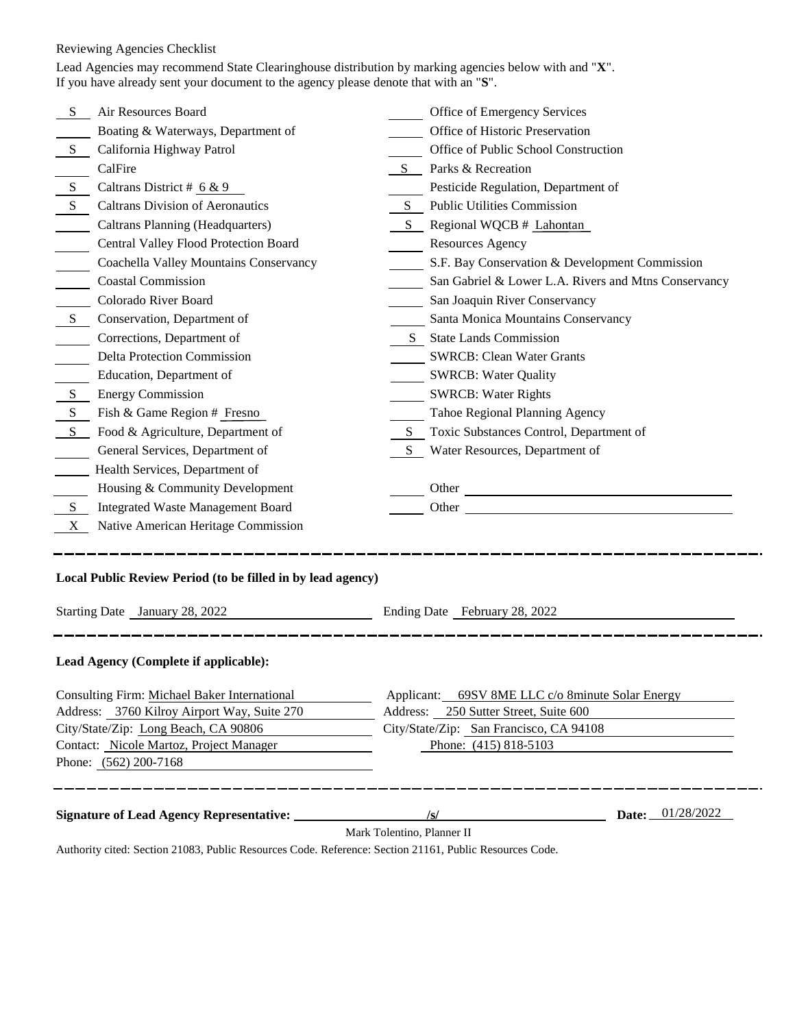Reviewing Agencies Checklist

Lead Agencies may recommend State Clearinghouse distribution by marking agencies below with and "**X**".
If you have already sent your document to the agency please denote that with an "**S**".

| | | | |
|---|---|---|---|
| S | Air Resources Board | | Office of Emergency Services |
| | Boating & Waterways, Department of | | Office of Historic Preservation |
| S | California Highway Patrol | | Office of Public School Construction |
| | CalFire | S | Parks & Recreation |
| S | Caltrans District # 6 & 9 | | Pesticide Regulation, Department of |
| S | Caltrans Division of Aeronautics | S | Public Utilities Commission |
| | Caltrans Planning (Headquarters) | S | Regional WQCB # Lahontan |
| | Central Valley Flood Protection Board | | Resources Agency |
| | Coachella Valley Mountains Conservancy | | S.F. Bay Conservation & Development Commission |
| | Coastal Commission | | San Gabriel & Lower L.A. Rivers and Mtns Conservancy |
| | Colorado River Board | | San Joaquin River Conservancy |
| S | Conservation, Department of | | Santa Monica Mountains Conservancy |
| | Corrections, Department of | S | State Lands Commission |
| | Delta Protection Commission | | SWRCB: Clean Water Grants |
| | Education, Department of | | SWRCB: Water Quality |
| S | Energy Commission | | SWRCB: Water Rights |
| S | Fish & Game Region # Fresno | | Tahoe Regional Planning Agency |
| S | Food & Agriculture, Department of | S | Toxic Substances Control, Department of |
| | General Services, Department of | S | Water Resources, Department of |
| | Health Services, Department of | | |
| | Housing & Community Development | | Other |
| S | Integrated Waste Management Board | | Other |
| X | Native American Heritage Commission | | |

**Local Public Review Period (to be filled in by lead agency)**

Starting Date January 28, 2022 Ending Date February 28, 2022

**Lead Agency (Complete if applicable):**

Consulting Firm: Michael Baker International
Address: 3760 Kilroy Airport Way, Suite 270
City/State/Zip: Long Beach, CA 90806
Contact: Nicole Martoz, Project Manager
Phone: (562) 200-7168

Applicant: 69SV 8ME LLC c/o 8minute Solar Energy
Address: 250 Sutter Street, Suite 600
City/State/Zip: San Francisco, CA 94108
Phone: (415) 818-5103

**Signature of Lead Agency Representative:** /s/ **Date:** 01/28/2022

Mark Tolentino, Planner II

Authority cited: Section 21083, Public Resources Code. Reference: Section 21161, Public Resources Code.